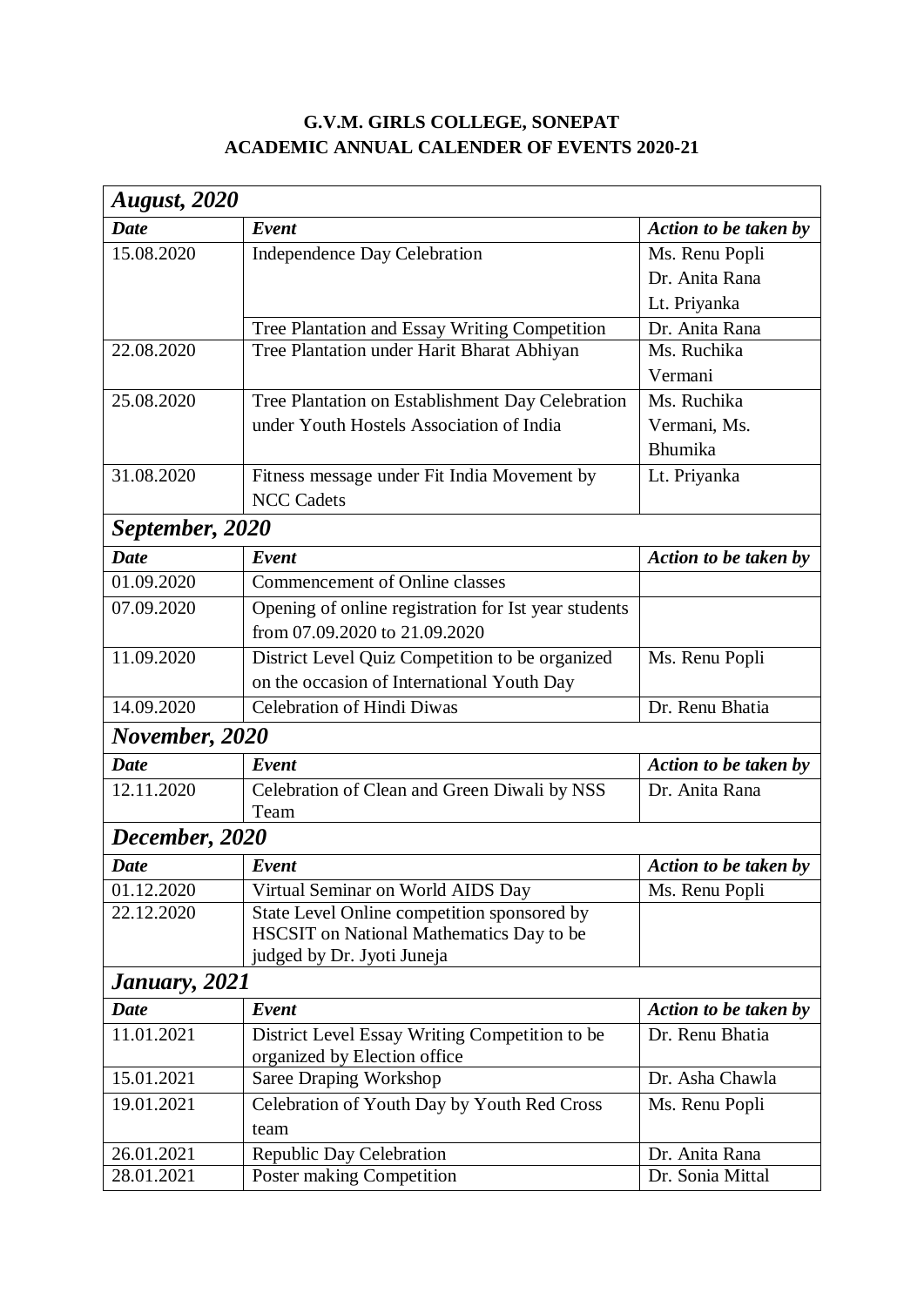**G.V.M. GIRLS COLLEGE, SONEPAT**
**ACADEMIC ANNUAL CALENDER OF EVENTS 2020-21**

| ***August, 2020*** | | |
|---|---|---|
| ***Date*** | ***Event*** | ***Action to be taken by*** |
| 15.08.2020 | Independence Day Celebration | Ms. Renu Popli<br>Dr. Anita Rana<br>Lt. Priyanka |
| | Tree Plantation and Essay Writing Competition | Dr. Anita Rana |
| 22.08.2020 | Tree Plantation under Harit Bharat Abhiyan | Ms. Ruchika Vermani |
| 25.08.2020 | Tree Plantation on Establishment Day Celebration under Youth Hostels Association of India | Ms. Ruchika Vermani, Ms. Bhumika |
| 31.08.2020 | Fitness message under Fit India Movement by NCC Cadets | Lt. Priyanka |
| ***September, 2020*** | | |
| ***Date*** | ***Event*** | ***Action to be taken by*** |
| 01.09.2020 | Commencement of Online classes | |
| 07.09.2020 | Opening of online registration for Ist year students from 07.09.2020 to 21.09.2020 | |
| 11.09.2020 | District Level Quiz Competition to be organized on the occasion of International Youth Day | Ms. Renu Popli |
| 14.09.2020 | Celebration of Hindi Diwas | Dr. Renu Bhatia |
| ***November, 2020*** | | |
| ***Date*** | ***Event*** | ***Action to be taken by*** |
| 12.11.2020 | Celebration of Clean and Green Diwali by NSS Team | Dr. Anita Rana |
| ***December, 2020*** | | |
| ***Date*** | ***Event*** | ***Action to be taken by*** |
| 01.12.2020 | Virtual Seminar on World AIDS Day | Ms. Renu Popli |
| 22.12.2020 | State Level Online competition sponsored by HSCSIT on National Mathematics Day to be judged by Dr. Jyoti Juneja | |
| ***January, 2021*** | | |
| ***Date*** | ***Event*** | ***Action to be taken by*** |
| 11.01.2021 | District Level Essay Writing Competition to be organized by Election office | Dr. Renu Bhatia |
| 15.01.2021 | Saree Draping Workshop | Dr. Asha Chawla |
| 19.01.2021 | Celebration of Youth Day by Youth Red Cross team | Ms. Renu Popli |
| 26.01.2021 | Republic Day Celebration | Dr. Anita Rana |
| 28.01.2021 | Poster making Competition | Dr. Sonia Mittal |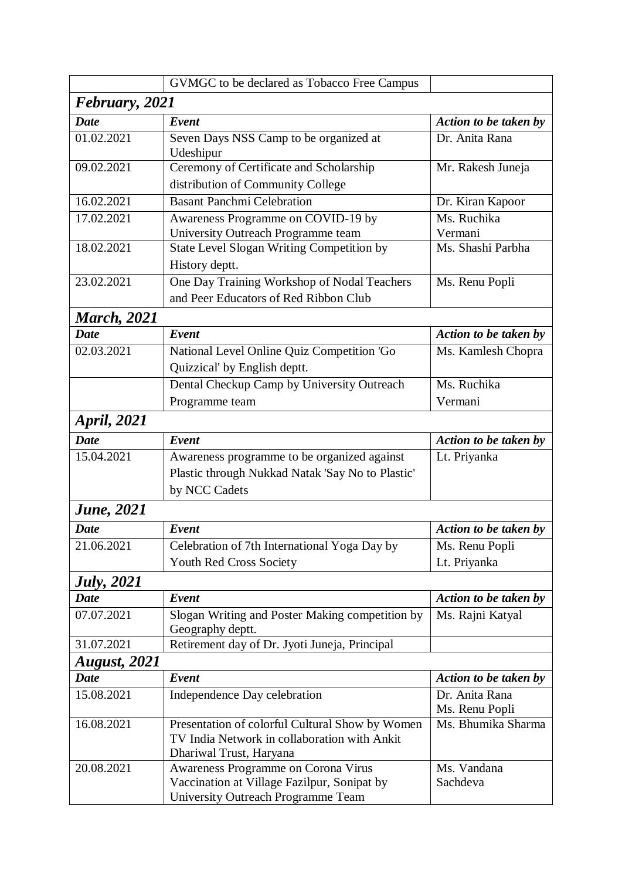| | GVMGC to be declared as Tobacco Free Campus | |
|---|---|---|
| ***February, 2021*** | | |
| ***Date*** | ***Event*** | ***Action to be taken by*** |
| 01.02.2021 | Seven Days NSS Camp to be organized at Udeshipur | Dr. Anita Rana |
| 09.02.2021 | Ceremony of Certificate and Scholarship distribution of Community College | Mr. Rakesh Juneja |
| 16.02.2021 | Basant Panchmi Celebration | Dr. Kiran Kapoor |
| 17.02.2021 | Awareness Programme on COVID-19 by University Outreach Programme team | Ms. Ruchika Vermani |
| 18.02.2021 | State Level Slogan Writing Competition by History deptt. | Ms. Shashi Parbha |
| 23.02.2021 | One Day Training Workshop of Nodal Teachers and Peer Educators of Red Ribbon Club | Ms. Renu Popli |
| ***March, 2021*** | | |
| ***Date*** | ***Event*** | ***Action to be taken by*** |
| 02.03.2021 | National Level Online Quiz Competition 'Go Quizzical' by English deptt. | Ms. Kamlesh Chopra |
| | Dental Checkup Camp by University Outreach Programme team | Ms. Ruchika Vermani |
| ***April, 2021*** | | |
| ***Date*** | ***Event*** | ***Action to be taken by*** |
| 15.04.2021 | Awareness programme to be organized against Plastic through Nukkad Natak 'Say No to Plastic' by NCC Cadets | Lt. Priyanka |
| ***June, 2021*** | | |
| ***Date*** | ***Event*** | ***Action to be taken by*** |
| 21.06.2021 | Celebration of 7th International Yoga Day by Youth Red Cross Society | Ms. Renu Popli<br>Lt. Priyanka |
| ***July, 2021*** | | |
| ***Date*** | ***Event*** | ***Action to be taken by*** |
| 07.07.2021 | Slogan Writing and Poster Making competition by Geography deptt. | Ms. Rajni Katyal |
| 31.07.2021 | Retirement day of Dr. Jyoti Juneja, Principal | |
| ***August, 2021*** | | |
| ***Date*** | ***Event*** | ***Action to be taken by*** |
| 15.08.2021 | Independence Day celebration | Dr. Anita Rana<br>Ms. Renu Popli |
| 16.08.2021 | Presentation of colorful Cultural Show by Women TV India Network in collaboration with Ankit Dhariwal Trust, Haryana | Ms. Bhumika Sharma |
| 20.08.2021 | Awareness Programme on Corona Virus Vaccination at Village Fazilpur, Sonipat by University Outreach Programme Team | Ms. Vandana Sachdeva |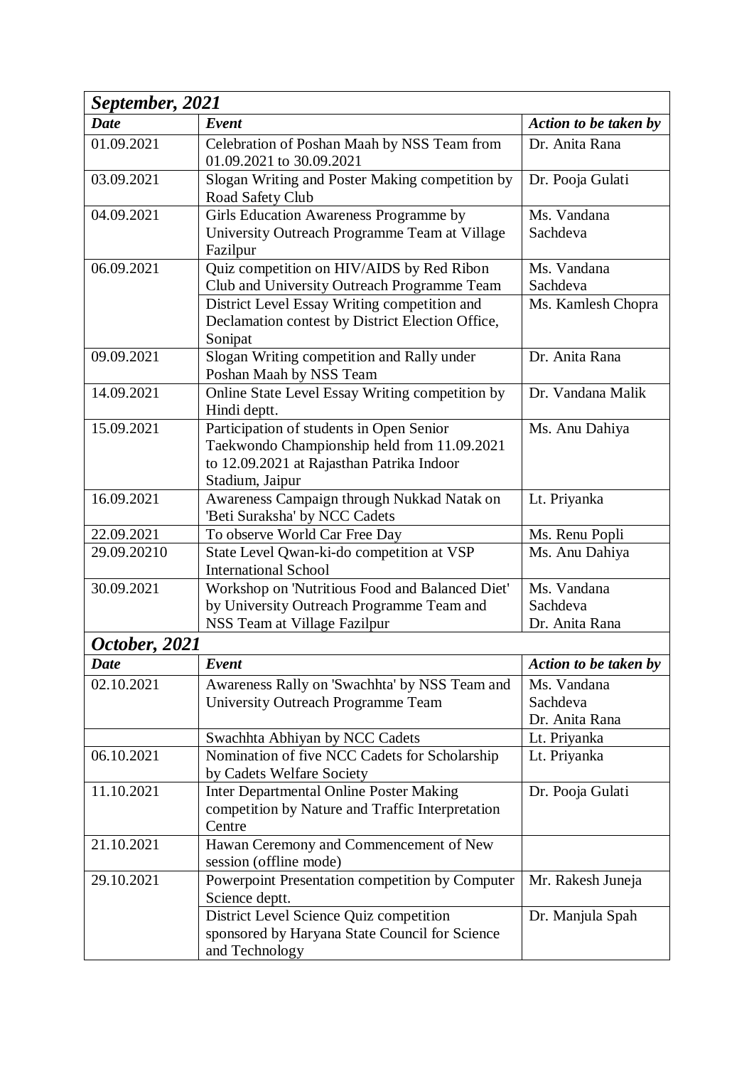| *September, 2021* | | |
|---|---|---|
| ***Date*** | ***Event*** | ***Action to be taken by*** |
| 01.09.2021 | Celebration of Poshan Maah by NSS Team from 01.09.2021 to 30.09.2021 | Dr. Anita Rana |
| 03.09.2021 | Slogan Writing and Poster Making competition by Road Safety Club | Dr. Pooja Gulati |
| 04.09.2021 | Girls Education Awareness Programme by University Outreach Programme Team at Village Fazilpur | Ms. Vandana Sachdeva |
| 06.09.2021 | Quiz competition on HIV/AIDS by Red Ribon Club and University Outreach Programme Team | Ms. Vandana Sachdeva |
| | District Level Essay Writing competition and Declamation contest by District Election Office, Sonipat | Ms. Kamlesh Chopra |
| 09.09.2021 | Slogan Writing competition and Rally under Poshan Maah by NSS Team | Dr. Anita Rana |
| 14.09.2021 | Online State Level Essay Writing competition by Hindi deptt. | Dr. Vandana Malik |
| 15.09.2021 | Participation of students in Open Senior Taekwondo Championship held from 11.09.2021 to 12.09.2021 at Rajasthan Patrika Indoor Stadium, Jaipur | Ms. Anu Dahiya |
| 16.09.2021 | Awareness Campaign through Nukkad Natak on 'Beti Suraksha' by NCC Cadets | Lt. Priyanka |
| 22.09.2021 | To observe World Car Free Day | Ms. Renu Popli |
| 29.09.20210 | State Level Qwan-ki-do competition at VSP International School | Ms. Anu Dahiya |
| 30.09.2021 | Workshop on 'Nutritious Food and Balanced Diet' by University Outreach Programme Team and NSS Team at Village Fazilpur | Ms. Vandana Sachdeva<br>Dr. Anita Rana |
| ***October, 2021*** | | |
| ***Date*** | ***Event*** | ***Action to be taken by*** |
| 02.10.2021 | Awareness Rally on 'Swachhta' by NSS Team and University Outreach Programme Team | Ms. Vandana Sachdeva<br>Dr. Anita Rana |
| | Swachhta Abhiyan by NCC Cadets | Lt. Priyanka |
| 06.10.2021 | Nomination of five NCC Cadets for Scholarship by Cadets Welfare Society | Lt. Priyanka |
| 11.10.2021 | Inter Departmental Online Poster Making competition by Nature and Traffic Interpretation Centre | Dr. Pooja Gulati |
| 21.10.2021 | Hawan Ceremony and Commencement of New session (offline mode) | |
| 29.10.2021 | Powerpoint Presentation competition by Computer Science deptt. | Mr. Rakesh Juneja |
| | District Level Science Quiz competition sponsored by Haryana State Council for Science and Technology | Dr. Manjula Spah |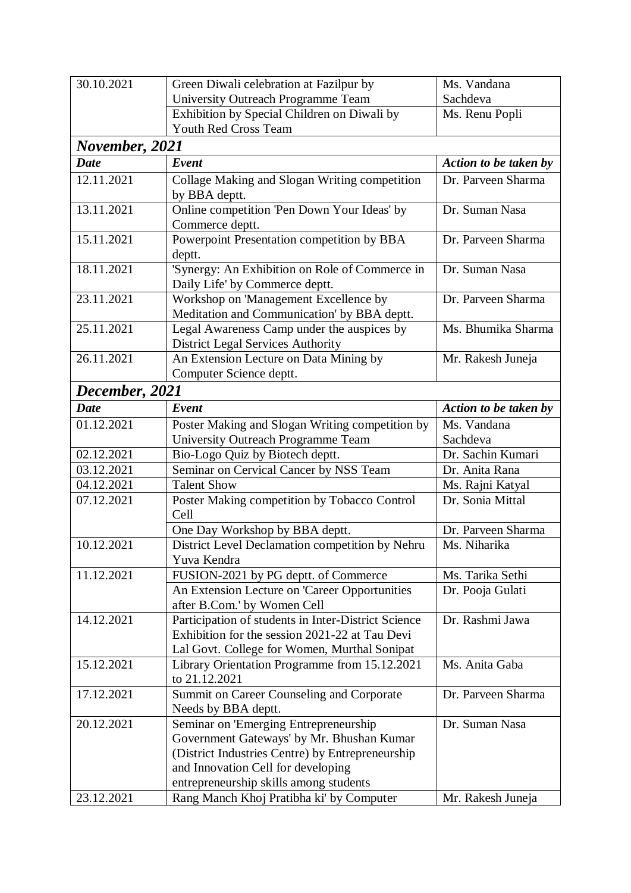| 30.10.2021 | Green Diwali celebration at Fazilpur by University Outreach Programme Team | Ms. Vandana Sachdeva |
|---|---|---|
| | Exhibition by Special Children on Diwali by Youth Red Cross Team | Ms. Renu Popli |

### *November, 2021*

| ***Date*** | ***Event*** | ***Action to be taken by*** |
|---|---|---|
| 12.11.2021 | Collage Making and Slogan Writing competition by BBA deptt. | Dr. Parveen Sharma |
| 13.11.2021 | Online competition 'Pen Down Your Ideas' by Commerce deptt. | Dr. Suman Nasa |
| 15.11.2021 | Powerpoint Presentation competition by BBA deptt. | Dr. Parveen Sharma |
| 18.11.2021 | 'Synergy: An Exhibition on Role of Commerce in Daily Life' by Commerce deptt. | Dr. Suman Nasa |
| 23.11.2021 | Workshop on 'Management Excellence by Meditation and Communication' by BBA deptt. | Dr. Parveen Sharma |
| 25.11.2021 | Legal Awareness Camp under the auspices by District Legal Services Authority | Ms. Bhumika Sharma |
| 26.11.2021 | An Extension Lecture on Data Mining by Computer Science deptt. | Mr. Rakesh Juneja |

### *December, 2021*

| ***Date*** | ***Event*** | ***Action to be taken by*** |
|---|---|---|
| 01.12.2021 | Poster Making and Slogan Writing competition by University Outreach Programme Team | Ms. Vandana Sachdeva |
| 02.12.2021 | Bio-Logo Quiz by Biotech deptt. | Dr. Sachin Kumari |
| 03.12.2021 | Seminar on Cervical Cancer by NSS Team | Dr. Anita Rana |
| 04.12.2021 | Talent Show | Ms. Rajni Katyal |
| 07.12.2021 | Poster Making competition by Tobacco Control Cell | Dr. Sonia Mittal |
| | One Day Workshop by BBA deptt. | Dr. Parveen Sharma |
| 10.12.2021 | District Level Declamation competition by Nehru Yuva Kendra | Ms. Niharika |
| 11.12.2021 | FUSION-2021 by PG deptt. of Commerce | Ms. Tarika Sethi |
| | An Extension Lecture on 'Career Opportunities after B.Com.' by Women Cell | Dr. Pooja Gulati |
| 14.12.2021 | Participation of students in Inter-District Science Exhibition for the session 2021-22 at Tau Devi Lal Govt. College for Women, Murthal Sonipat | Dr. Rashmi Jawa |
| 15.12.2021 | Library Orientation Programme from 15.12.2021 to 21.12.2021 | Ms. Anita Gaba |
| 17.12.2021 | Summit on Career Counseling and Corporate Needs by BBA deptt. | Dr. Parveen Sharma |
| 20.12.2021 | Seminar on 'Emerging Entrepreneurship Government Gateways' by Mr. Bhushan Kumar (District Industries Centre) by Entrepreneurship and Innovation Cell for developing entrepreneurship skills among students | Dr. Suman Nasa |
| 23.12.2021 | Rang Manch Khoj Pratibha ki' by Computer | Mr. Rakesh Juneja |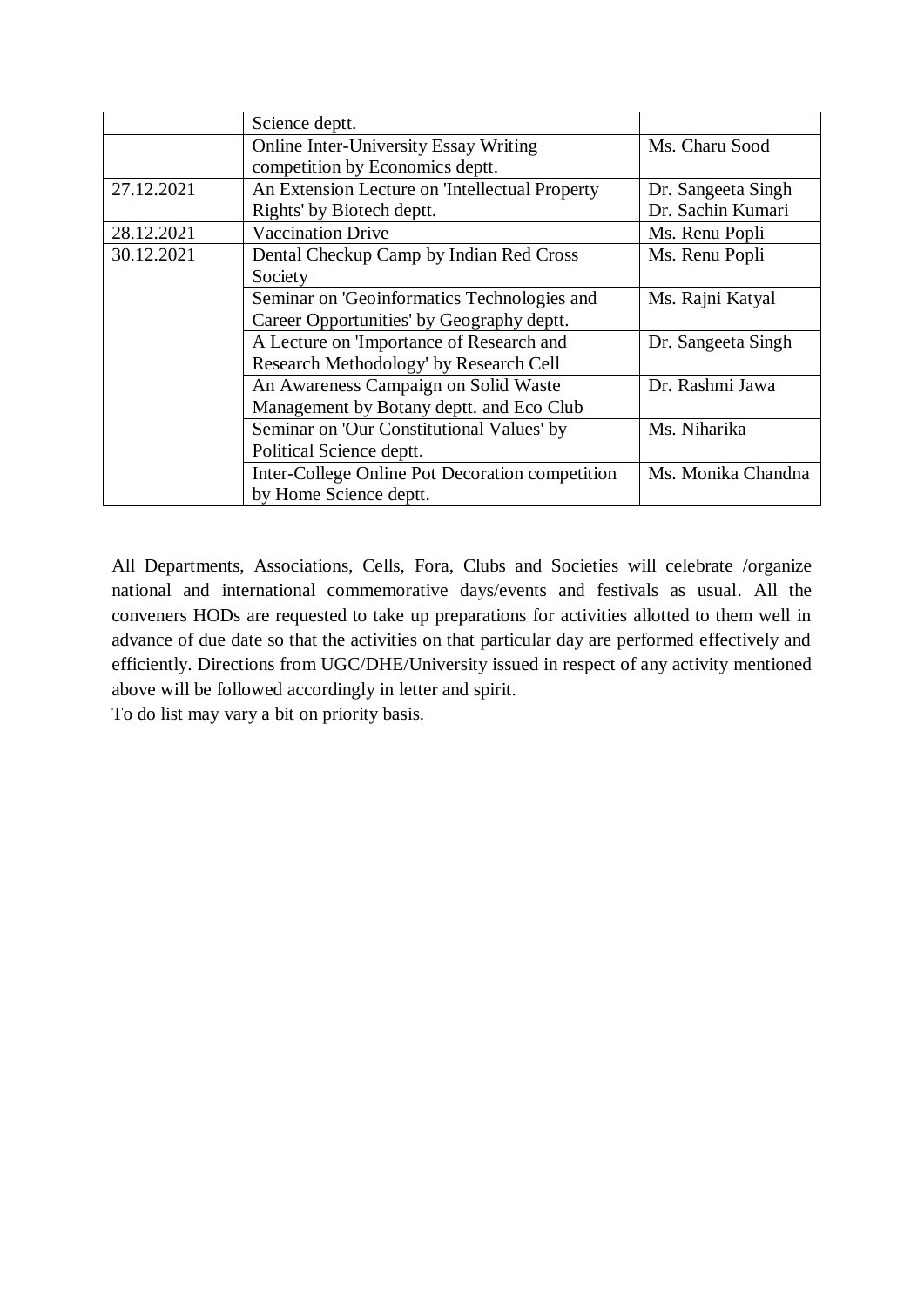| | | |
|---|---|---|
| | Science deptt. | |
| | Online Inter-University Essay Writing competition by Economics deptt. | Ms. Charu Sood |
| 27.12.2021 | An Extension Lecture on 'Intellectual Property Rights' by Biotech deptt. | Dr. Sangeeta Singh<br>Dr. Sachin Kumari |
| 28.12.2021 | Vaccination Drive | Ms. Renu Popli |
| 30.12.2021 | Dental Checkup Camp by Indian Red Cross Society | Ms. Renu Popli |
| | Seminar on 'Geoinformatics Technologies and Career Opportunities' by Geography deptt. | Ms. Rajni Katyal |
| | A Lecture on 'Importance of Research and Research Methodology' by Research Cell | Dr. Sangeeta Singh |
| | An Awareness Campaign on Solid Waste Management by Botany deptt. and Eco Club | Dr. Rashmi Jawa |
| | Seminar on 'Our Constitutional Values' by Political Science deptt. | Ms. Niharika |
| | Inter-College Online Pot Decoration competition by Home Science deptt. | Ms. Monika Chandna |

All Departments, Associations, Cells, Fora, Clubs and Societies will celebrate /organize national and international commemorative days/events and festivals as usual. All the conveners HODs are requested to take up preparations for activities allotted to them well in advance of due date so that the activities on that particular day are performed effectively and efficiently. Directions from UGC/DHE/University issued in respect of any activity mentioned above will be followed accordingly in letter and spirit.

To do list may vary a bit on priority basis.